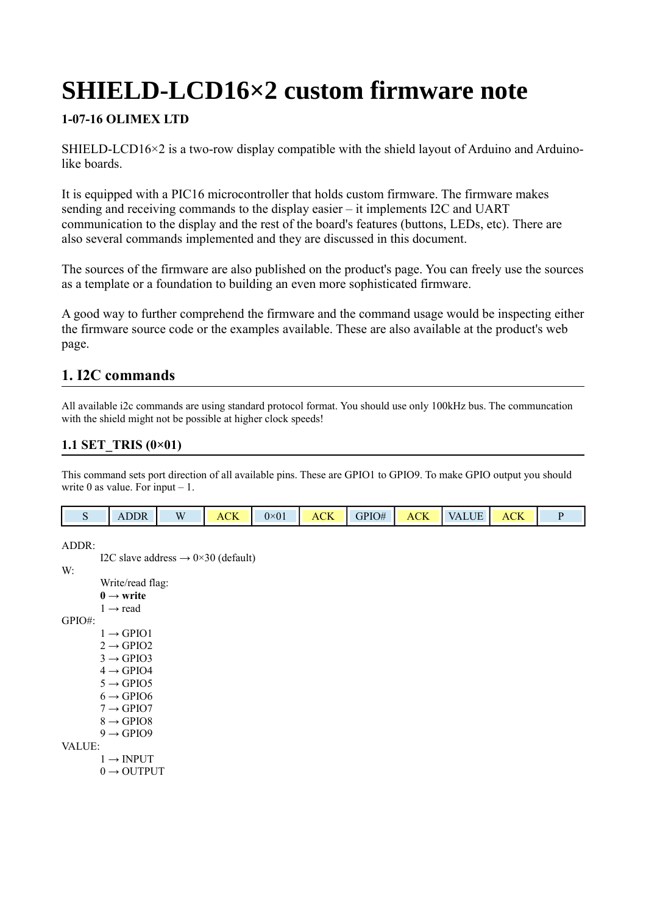# SHIELD-LCD16×2 custom firmware note

**1-07-16 OLIMEX LTD**

SHIELD-LCD16×2 is a two-row display compatible with the shield layout of Arduino and Arduino-like boards.

It is equipped with a PIC16 microcontroller that holds custom firmware. The firmware makes sending and receiving commands to the display easier – it implements I2C and UART communication to the display and the rest of the board's features (buttons, LEDs, etc). There are also several commands implemented and they are discussed in this document.

The sources of the firmware are also published on the product's page. You can freely use the sources as a template or a foundation to building an even more sophisticated firmware.

A good way to further comprehend the firmware and the command usage would be inspecting either the firmware source code or the examples available. These are also available at the product's web page.

## 1. I2C commands

All available i2c commands are using standard protocol format. You should use only 100kHz bus. The communcation with the shield might not be possible at higher clock speeds!

### 1.1 SET_TRIS (0×01)

This command sets port direction of all available pins. These are GPIO1 to GPIO9. To make GPIO output you should write 0 as value. For input – 1.

| S | ADDR | W | ACK | 0×01 | ACK | GPIO# | ACK | VALUE | ACK | P |
|---|---|---|---|---|---|---|---|---|---|---|

ADDR:
- I2C slave address → 0×30 (default)

W:
- Write/read flag:
- **0 → write**
- 1 → read

GPIO#:
- 1 → GPIO1
- 2 → GPIO2
- 3 → GPIO3
- 4 → GPIO4
- 5 → GPIO5
- 6 → GPIO6
- 7 → GPIO7
- 8 → GPIO8
- 9 → GPIO9

VALUE:
- 1 → INPUT
- 0 → OUTPUT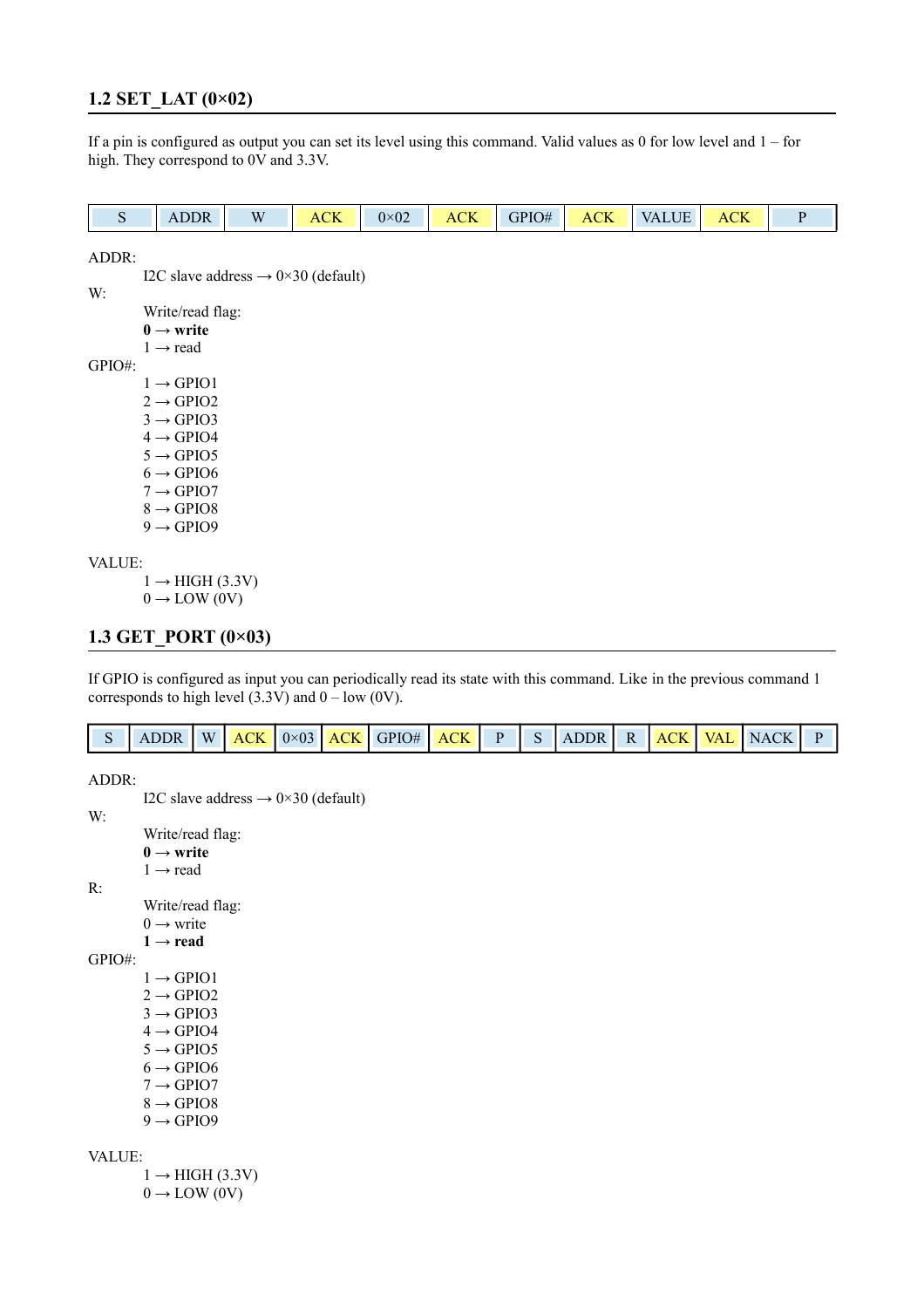## 1.2 SET_LAT (0×02)

If a pin is configured as output you can set its level using this command. Valid values as 0 for low level and 1 – for high. They correspond to 0V and 3.3V.

| S | ADDR | W | ACK | 0×02 | ACK | GPIO# | ACK | VALUE | ACK | P |
|---|---|---|---|---|---|---|---|---|---|---|

ADDR:
    I2C slave address → 0×30 (default)

W:
    Write/read flag:
    **0 → write**
    1 → read

GPIO#:
    1 → GPIO1
    2 → GPIO2
    3 → GPIO3
    4 → GPIO4
    5 → GPIO5
    6 → GPIO6
    7 → GPIO7
    8 → GPIO8
    9 → GPIO9

VALUE:
    1 → HIGH (3.3V)
    0 → LOW (0V)

## 1.3 GET_PORT (0×03)

If GPIO is configured as input you can periodically read its state with this command. Like in the previous command 1 corresponds to high level (3.3V) and 0 – low (0V).

| S | ADDR | W | ACK | 0×03 | ACK | GPIO# | ACK | P | S | ADDR | R | ACK | VAL | NACK | P |
|---|---|---|---|---|---|---|---|---|---|---|---|---|---|---|---|

ADDR:
    I2C slave address → 0×30 (default)

W:
    Write/read flag:
    **0 → write**
    1 → read

R:
    Write/read flag:
    0 → write
    **1 → read**

GPIO#:
    1 → GPIO1
    2 → GPIO2
    3 → GPIO3
    4 → GPIO4
    5 → GPIO5
    6 → GPIO6
    7 → GPIO7
    8 → GPIO8
    9 → GPIO9

VALUE:
    1 → HIGH (3.3V)
    0 → LOW (0V)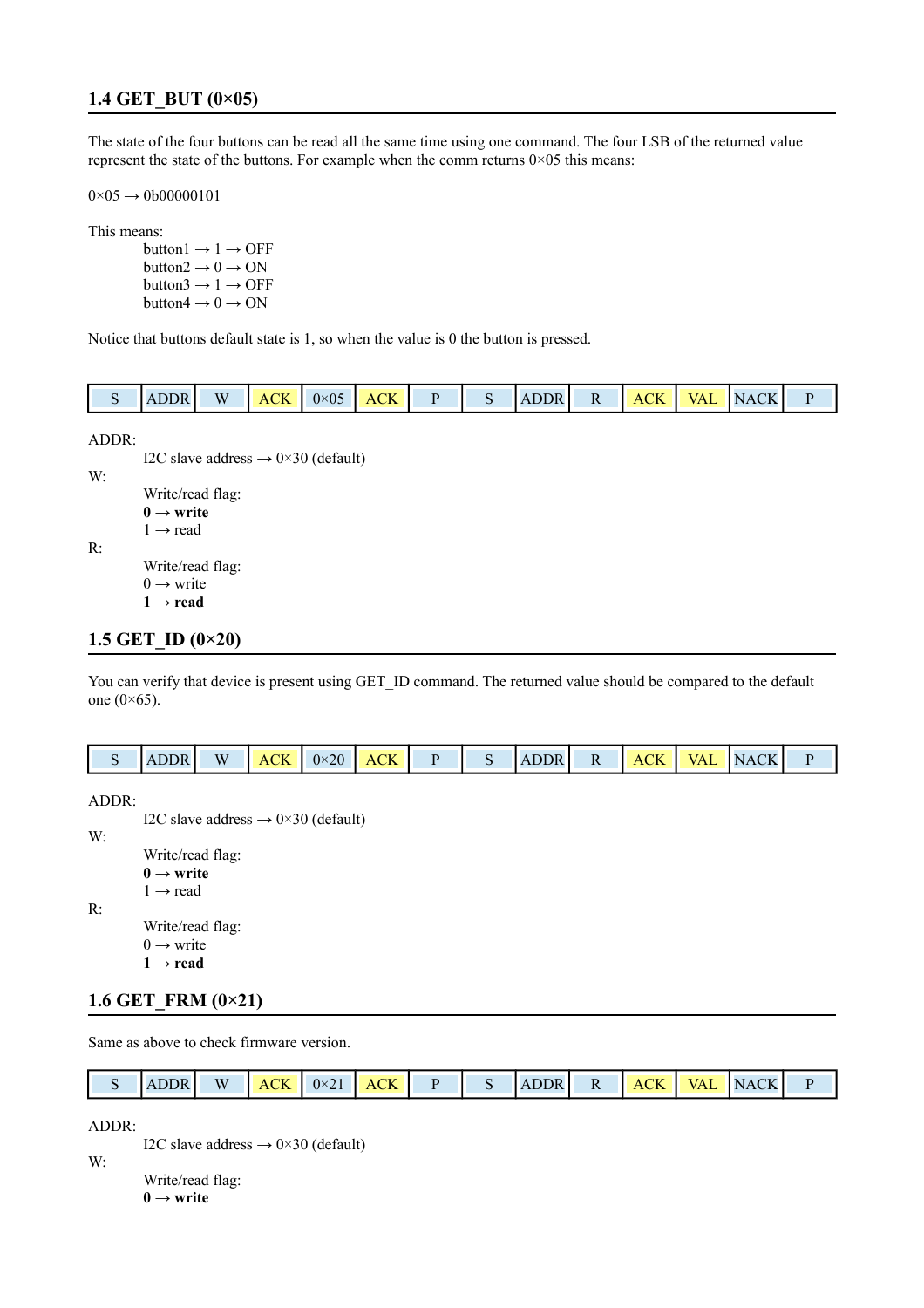### 1.4 GET_BUT (0×05)

The state of the four buttons can be read all the same time using one command. The four LSB of the returned value represent the state of the buttons. For example when the comm returns 0×05 this means:

0×05 → 0b00000101

This means:

- button1 → 1 → OFF
- button2 → 0 → ON
- button3 → 1 → OFF
- button4 → 0 → ON

Notice that buttons default state is 1, so when the value is 0 the button is pressed.

| S | ADDR | W | ACK | 0×05 | ACK | P | S | ADDR | R | ACK | VAL | NACK | P |
|---|---|---|---|---|---|---|---|---|---|---|---|---|---|

ADDR:

- I2C slave address → 0×30 (default)

W:

- Write/read flag:
- **0 → write**
- 1 → read

R:

- Write/read flag:
- 0 → write
- **1 → read**

### 1.5 GET_ID (0×20)

You can verify that device is present using GET_ID command. The returned value should be compared to the default one (0×65).

| S | ADDR | W | ACK | 0×20 | ACK | P | S | ADDR | R | ACK | VAL | NACK | P |
|---|---|---|---|---|---|---|---|---|---|---|---|---|---|

ADDR:

- I2C slave address → 0×30 (default)

W:

- Write/read flag:
- **0 → write**
- 1 → read

R:

- Write/read flag:
- 0 → write
- **1 → read**

### 1.6 GET_FRM (0×21)

Same as above to check firmware version.

| S | ADDR | W | ACK | 0×21 | ACK | P | S | ADDR | R | ACK | VAL | NACK | P |
|---|---|---|---|---|---|---|---|---|---|---|---|---|---|

ADDR:

- I2C slave address → 0×30 (default)

W:

- Write/read flag:
- **0 → write**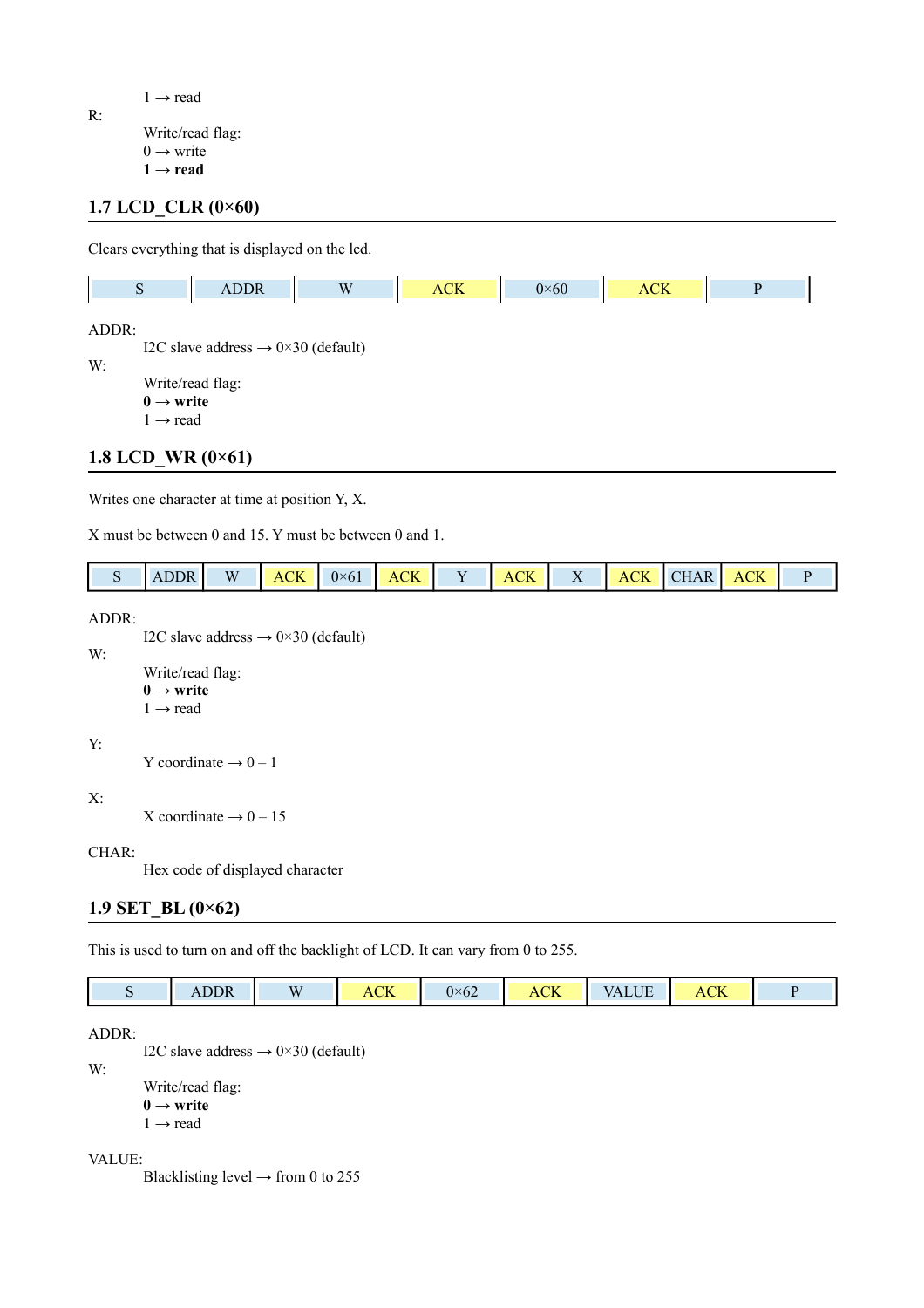1 → read

R:

Write/read flag:
0 → write
**1 → read**

## 1.7 LCD_CLR (0×60)

Clears everything that is displayed on the lcd.

| S | ADDR | W | ACK | 0×60 | ACK | P |
|---|---|---|---|---|---|---|

ADDR:

I2C slave address → 0×30 (default)

W:

Write/read flag:
**0 → write**
1 → read

## 1.8 LCD_WR (0×61)

Writes one character at time at position Y, X.

X must be between 0 and 15. Y must be between 0 and 1.

| S | ADDR | W | ACK | 0×61 | ACK | Y | ACK | X | ACK | CHAR | ACK | P |
|---|---|---|---|---|---|---|---|---|---|---|---|---|

ADDR:

I2C slave address → 0×30 (default)

W:

Write/read flag:
**0 → write**
1 → read

Y:

Y coordinate → 0 – 1

X:

X coordinate → 0 – 15

CHAR:

Hex code of displayed character

## 1.9 SET_BL (0×62)

This is used to turn on and off the backlight of LCD. It can vary from 0 to 255.

| S | ADDR | W | ACK | 0×62 | ACK | VALUE | ACK | P |
|---|---|---|---|---|---|---|---|---|

ADDR:

I2C slave address → 0×30 (default)

W:

Write/read flag:
**0 → write**
1 → read

VALUE:

Blacklisting level → from 0 to 255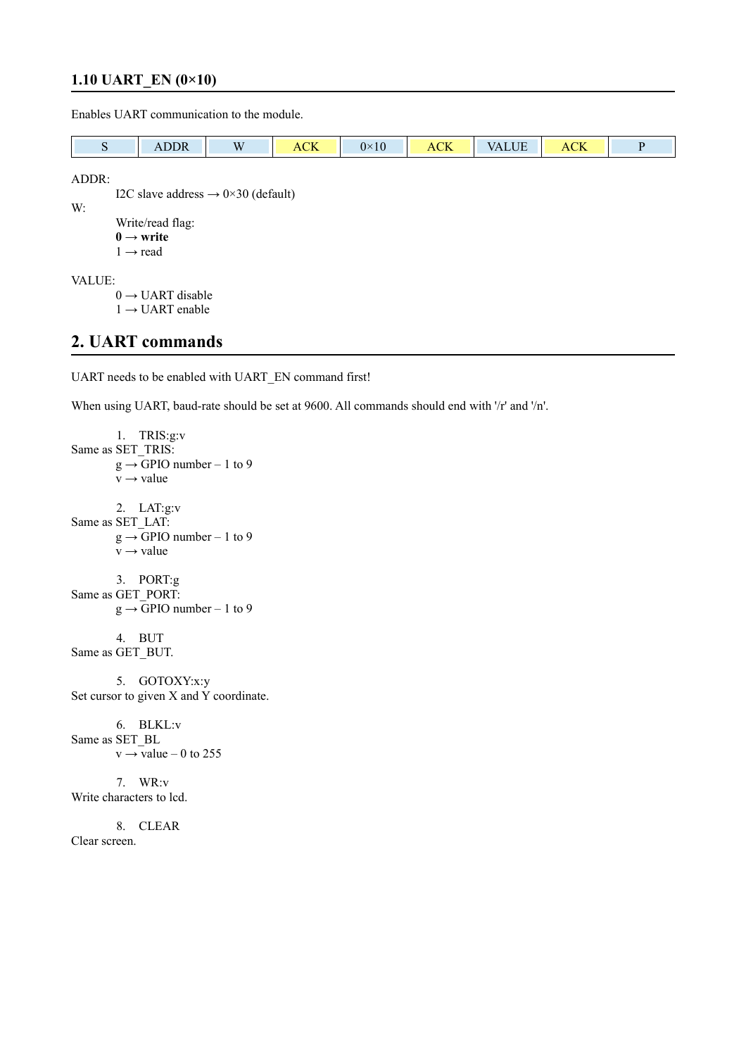### 1.10 UART_EN (0×10)

Enables UART communication to the module.

| | | | | | | | | |
|---|---|---|---|---|---|---|---|---|
| S | ADDR | W | ACK | 0×10 | ACK | VALUE | ACK | P |

ADDR:

I2C slave address → 0×30 (default)

W:

Write/read flag:
**0 → write**
1 → read

VALUE:

0 → UART disable
1 → UART enable

## 2. UART commands

UART needs to be enabled with UART_EN command first!

When using UART, baud-rate should be set at 9600. All commands should end with '/r' and '/n'.

1. TRIS:g:v

Same as SET_TRIS:
g → GPIO number – 1 to 9
v → value

2. LAT:g:v

Same as SET_LAT:
g → GPIO number – 1 to 9
v → value

3. PORT:g

Same as GET_PORT:
g → GPIO number – 1 to 9

4. BUT

Same as GET_BUT.

5. GOTOXY:x:y

Set cursor to given X and Y coordinate.

6. BLKL:v

Same as SET_BL
v → value – 0 to 255

7. WR:v

Write characters to lcd.

8. CLEAR

Clear screen.